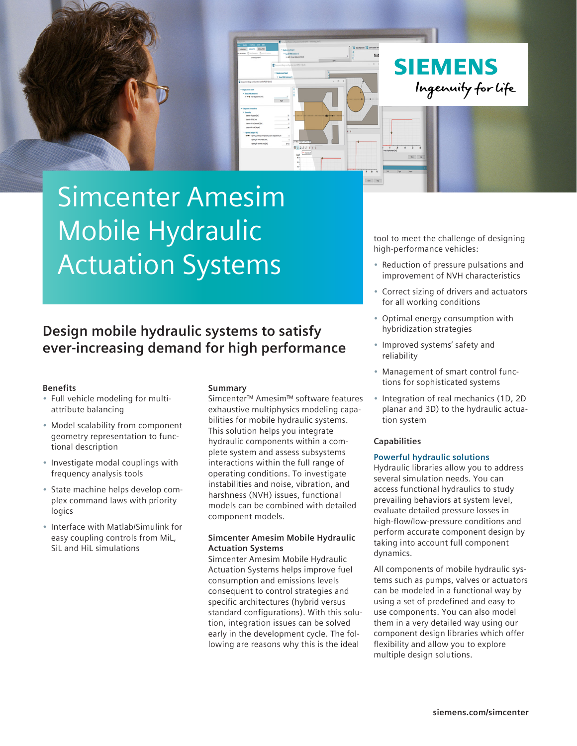SIEMENS

Ingenuity for life

# Simcenter Amesim Mobile Hydraulic Actuation Systems

## Design mobile hydraulic systems to satisfy ever-increasing demand for high performance

### Benefits

- Full vehicle modeling for multi-attribute balancing
- Model scalability from component geometry representation to functional description
- Investigate modal couplings with frequency analysis tools
- State machine helps develop complex command laws with priority logics
- Interface with Matlab/Simulink for easy coupling controls from MiL, SiL and HiL simulations

### Summary

Simcenter™ Amesim™ software features exhaustive multiphysics modeling capabilities for mobile hydraulic systems. This solution helps you integrate hydraulic components within a complete system and assess subsystems interactions within the full range of operating conditions. To investigate instabilities and noise, vibration, and harshness (NVH) issues, functional models can be combined with detailed component models.

### Simcenter Amesim Mobile Hydraulic Actuation Systems

Simcenter Amesim Mobile Hydraulic Actuation Systems helps improve fuel consumption and emissions levels consequent to control strategies and specific architectures (hybrid versus standard configurations). With this solution, integration issues can be solved early in the development cycle. The following are reasons why this is the ideal tool to meet the challenge of designing high-performance vehicles:

- Reduction of pressure pulsations and improvement of NVH characteristics
- Correct sizing of drivers and actuators for all working conditions
- Optimal energy consumption with hybridization strategies
- Improved systems' safety and reliability
- Management of smart control functions for sophisticated systems
- Integration of real mechanics (1D, 2D planar and 3D) to the hydraulic actuation system

### Capabilities

#### Powerful hydraulic solutions

Hydraulic libraries allow you to address several simulation needs. You can access functional hydraulics to study prevailing behaviors at system level, evaluate detailed pressure losses in high-flow/low-pressure conditions and perform accurate component design by taking into account full component dynamics.

All components of mobile hydraulic systems such as pumps, valves or actuators can be modeled in a functional way by using a set of predefined and easy to use components. You can also model them in a very detailed way using our component design libraries which offer flexibility and allow you to explore multiple design solutions.

siemens.com/simcenter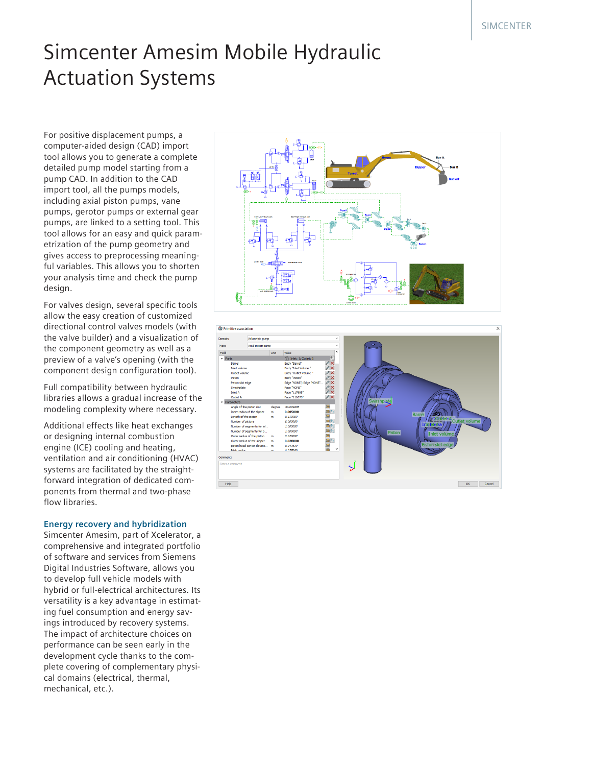# Simcenter Amesim Mobile Hydraulic Actuation Systems

For positive displacement pumps, a computer-aided design (CAD) import tool allows you to generate a complete detailed pump model starting from a pump CAD. In addition to the CAD import tool, all the pumps models, including axial piston pumps, vane pumps, gerotor pumps or external gear pumps, are linked to a setting tool. This tool allows for an easy and quick parametrization of the pump geometry and gives access to preprocessing meaningful variables. This allows you to shorten your analysis time and check the pump design.

For valves design, several specific tools allow the easy creation of customized directional control valves models (with the valve builder) and a visualization of the component geometry as well as a preview of a valve's opening (with the component design configuration tool).

Full compatibility between hydraulic libraries allows a gradual increase of the modeling complexity where necessary.

Additional effects like heat exchanges or designing internal combustion engine (ICE) cooling and heating, ventilation and air conditioning (HVAC) systems are facilitated by the straightforward integration of dedicated components from thermal and two-phase flow libraries.

### Energy recovery and hybridization

Simcenter Amesim, part of Xcelerator, a comprehensive and integrated portfolio of software and services from Siemens Digital Industries Software, allows you to develop full vehicle models with hybrid or full-electrical architectures. Its versatility is a key advantage in estimating fuel consumption and energy savings introduced by recovery systems. The impact of architecture choices on performance can be seen early in the development cycle thanks to the complete covering of complementary physical domains (electrical, thermal, mechanical, etc.).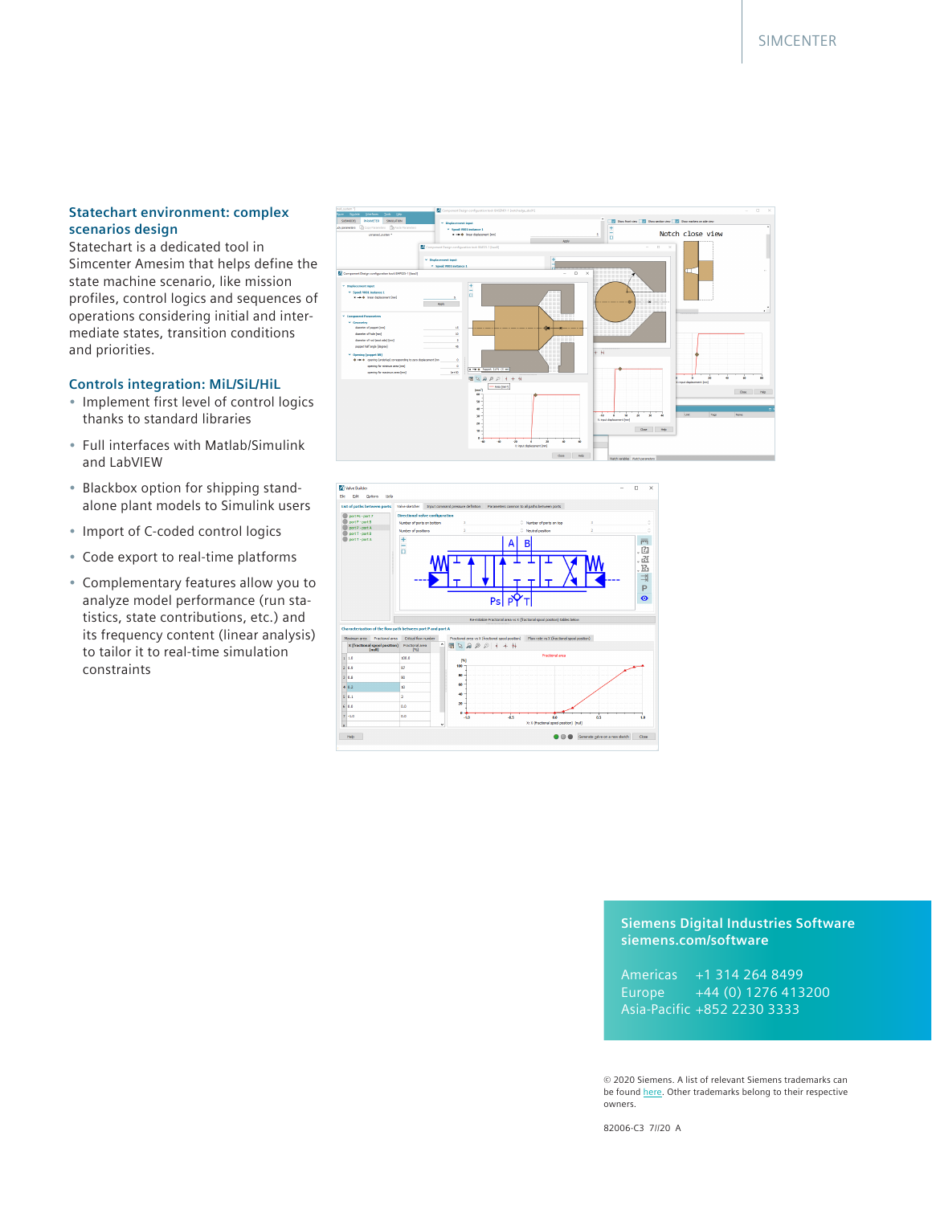## Statechart environment: complex scenarios design

Statechart is a dedicated tool in Simcenter Amesim that helps define the state machine scenario, like mission profiles, control logics and sequences of operations considering initial and intermediate states, transition conditions and priorities.

## Controls integration: MiL/SiL/HiL

- Implement first level of control logics thanks to standard libraries
- Full interfaces with Matlab/Simulink and LabVIEW
- Blackbox option for shipping standalone plant models to Simulink users
- Import of C-coded control logics
- Code export to real-time platforms
- Complementary features allow you to analyze model performance (run statistics, state contributions, etc.) and its frequency content (linear analysis) to tailor it to real-time simulation constraints

**Siemens Digital Industries Software**
**siemens.com/software**

Americas +1 314 264 8499
Europe +44 (0) 1276 413200
Asia-Pacific +852 2230 3333

© 2020 Siemens. A list of relevant Siemens trademarks can be found here. Other trademarks belong to their respective owners.

82006-C3 7/20 A